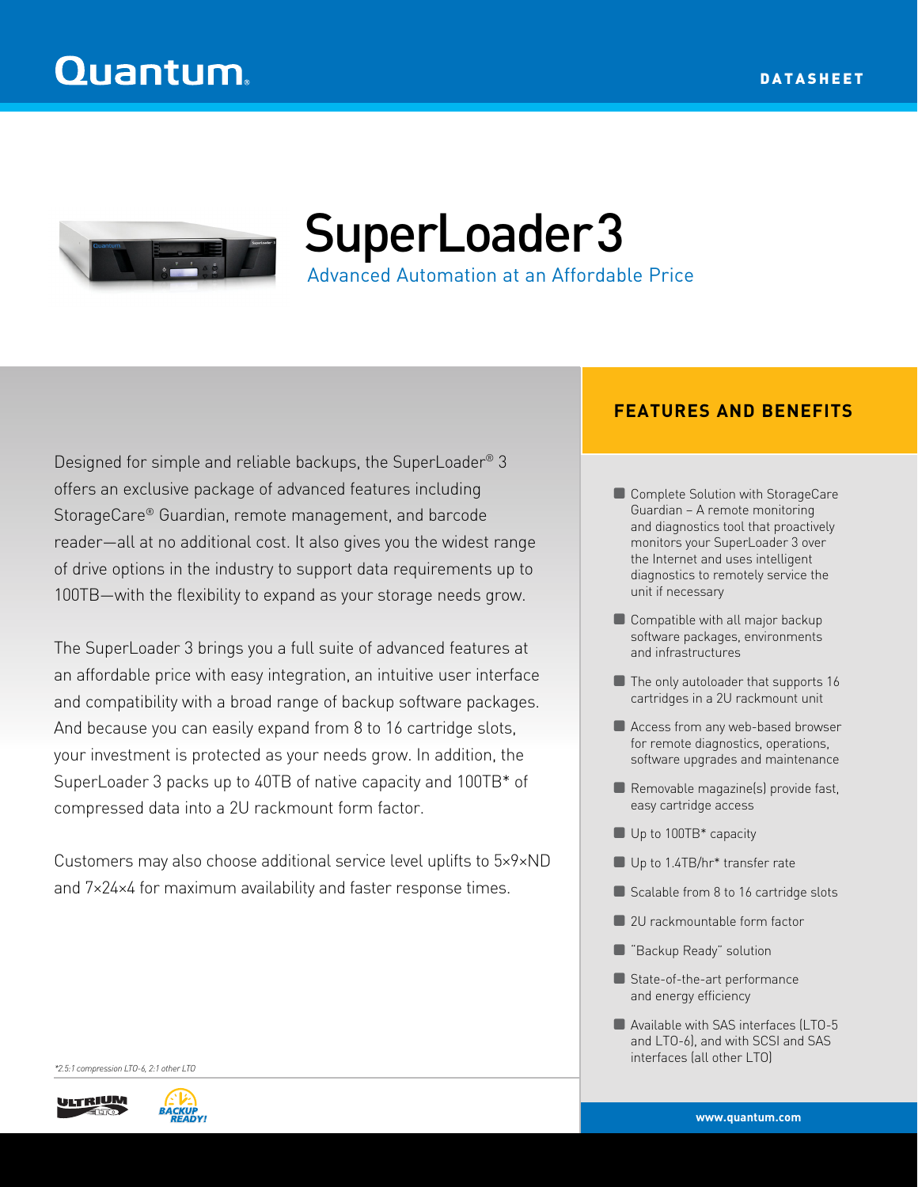Quantum

DATASHEET

# SuperLoader 3

## Advanced Automation at an Affordable Price

Designed for simple and reliable backups, the SuperLoader® 3 offers an exclusive package of advanced features including StorageCare® Guardian, remote management, and barcode reader—all at no additional cost. It also gives you the widest range of drive options in the industry to support data requirements up to 100TB—with the flexibility to expand as your storage needs grow.

The SuperLoader 3 brings you a full suite of advanced features at an affordable price with easy integration, an intuitive user interface and compatibility with a broad range of backup software packages. And because you can easily expand from 8 to 16 cartridge slots, your investment is protected as your needs grow. In addition, the SuperLoader 3 packs up to 40TB of native capacity and 100TB* of compressed data into a 2U rackmount form factor.

Customers may also choose additional service level uplifts to 5×9×ND and 7×24×4 for maximum availability and faster response times.

*2.5:1 compression LTO-6, 2:1 other LTO

## FEATURES AND BENEFITS

- Complete Solution with StorageCare Guardian – A remote monitoring and diagnostics tool that proactively monitors your SuperLoader 3 over the Internet and uses intelligent diagnostics to remotely service the unit if necessary
- Compatible with all major backup software packages, environments and infrastructures
- The only autoloader that supports 16 cartridges in a 2U rackmount unit
- Access from any web-based browser for remote diagnostics, operations, software upgrades and maintenance
- Removable magazine(s) provide fast, easy cartridge access
- Up to 100TB* capacity
- Up to 1.4TB/hr* transfer rate
- Scalable from 8 to 16 cartridge slots
- 2U rackmountable form factor
- "Backup Ready" solution
- State-of-the-art performance and energy efficiency
- Available with SAS interfaces (LTO-5 and LTO-6), and with SCSI and SAS interfaces (all other LTO)

www.quantum.com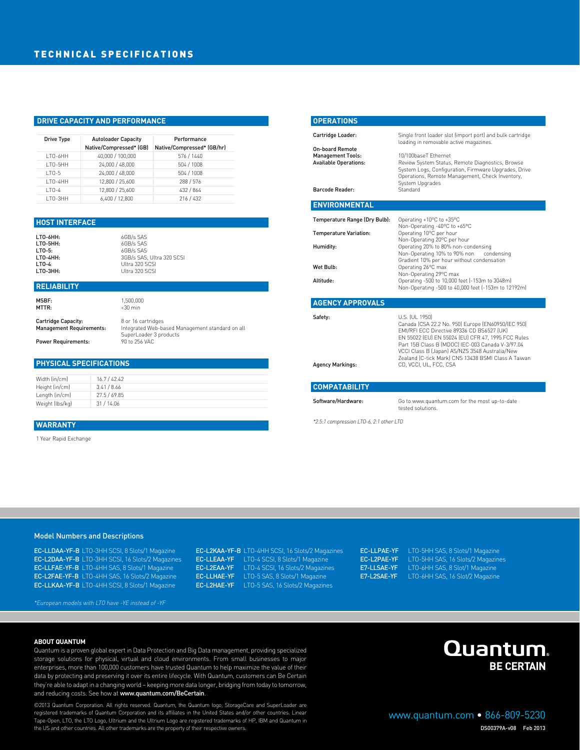# TECHNICAL SPECIFICATIONS

## DRIVE CAPACITY AND PERFORMANCE

| Drive Type | Autoloader Capacity Native/Compressed* (GB) | Performance Native/Compressed* (GB/hr) |
|---|---|---|
| LTO-6HH | 40,000 / 100,000 | 576 / 1440 |
| LTO-5HH | 24,000 / 48,000 | 504 / 1008 |
| LTO-5 | 24,000 / 48,000 | 504 / 1008 |
| LTO-4HH | 12,800 / 25,600 | 288 / 576 |
| LTO-4 | 12,800 / 25,600 | 432 / 864 |
| LTO-3HH | 6,400 / 12,800 | 216 / 432 |

## HOST INTERFACE

| | |
|---|---|
| **LTO-6HH:** | 6GB/s SAS |
| **LTO-5HH:** | 6GB/s SAS |
| **LTO-5:** | 6GB/s SAS |
| **LTO-4HH:** | 3GB/s SAS, Ultra 320 SCSI |
| **LTO-4:** | Ultra 320 SCSI |
| **LTO-3HH:** | Ultra 320 SCSI |

## RELIABILITY

| | |
|---|---|
| **MSBF:** | 1,500,000 |
| **MTTR:** | <30 min |
| **Cartridge Capacity:** | 8 or 16 cartridges |
| **Management Requirements:** | Integrated Web-based Management standard on all SuperLoader 3 products |
| **Power Requirements:** | 90 to 256 VAC |

## PHYSICAL SPECIFICATIONS

| | |
|---|---|
| Width (in/cm) | 16.7 / 42.42 |
| Height (in/cm) | 3.41 / 8.66 |
| Length (in/cm) | 27.5 / 69.85 |
| Weight (lbs/kg) | 31 / 14.06 |

## WARRANTY

1 Year Rapid Exchange

## OPERATIONS

| | |
|---|---|
| **Cartridge Loader:** | Single front loader slot (import port) and bulk cartridge loading in removable active magazines. |
| **On-board Remote Management Tools:** | 10/100baseT Ethernet |
| **Available Operations:** | Review System Status, Remote Diagnostics, Browse System Logs, Configuration, Firmware Upgrades, Drive Operations, Remote Management, Check Inventory, System Upgrades |
| **Barcode Reader:** | Standard |

## ENVIRONMENTAL

| | |
|---|---|
| **Temperature Range (Dry Bulb):** | Operating +10ºC to +35ºC<br>Non-Operating -40ºC to +65ºC |
| **Temperature Variation:** | Operating 10ºC per hour<br>Non-Operating 20ºC per hour |
| **Humidity:** | Operating 20% to 80% non-condensing<br>Non-Operating 10% to 90% non condensing<br>Gradient 10% per hour without condensation |
| **Wet Bulb:** | Operating 26ºC max<br>Non-Operating 29ºC max |
| **Altitude:** | Operating -500 to 10,000 feet (-153m to 3048m)<br>Non-Operating -500 to 40,000 feet (-153m to 12192m) |

## AGENCY APPROVALS

| | |
|---|---|
| **Safety:** | U.S. (UL 1950)<br>Canada (CSA 22.2 No. 950) Europe (EN60950/IEC 950)<br>EMI/RFI ECC Directive 89336 CD BS6527 (UK)<br>EN 55022 (EU) EN 55024 (EU) CFR 47, 1995 FCC Rules Part 15B Class B (MDOC) IEC-003 Canada V-3/97.04 VCCI Class B (Japan) AS/NZS 3548 Australia/New Zealand (C-tick Mark) CNS 13438 BSMI Class A Taiwan |
| **Agency Markings:** | CD, VCCI, UL, FCC, CSA |

## COMPATABILITY

| | |
|---|---|
| **Software/Hardware:** | Go to www.quantum.com for the most up-to-date tested solutions. |

*\*2.5:1 compression LTO-6, 2:1 other LTO*

## Model Numbers and Descriptions

- **EC-LLDAA-YF-B** LTO-3HH SCSI, 8 Slots/1 Magazine
- **EC-L2DAA-YF-B** LTO-3HH SCSI, 16 Slots/2 Magazines
- **EC-LLFAE-YF-B** LTO-4HH SAS, 8 Slots/1 Magazine
- **EC-L2FAE-YF-B** LTO-4HH SAS, 16 Slots/2 Magazine
- **EC-LLKAA-YF-B** LTO-4HH SCSI, 8 Slots/1 Magazine
- **EC-L2KAA-YF-B** LTO-4HH SCSI, 16 Slots/2 Magazines
- **EC-LLEAA-YF** LTO-4 SCSI, 8 Slots/1 Magazine
- **EC-L2EAA-YF** LTO-4 SCSI, 16 Slots/2 Magazines
- **EC-LLHAE-YF** LTO-5 SAS, 8 Slots/1 Magazine
- **EC-L2HAE-YF** LTO-5 SAS, 16 Slots/2 Magazines
- **EC-LLPAE-YF** LTO-5HH SAS, 8 Slots/1 Magazine
- **EC-L2PAE-YF** LTO-5HH SAS, 16 Slots/2 Magazines
- **E7-LLSAE-YF** LTO-6HH SAS, 8 Slot/1 Magazine
- **E7-L2SAE-YF** LTO-6HH SAS, 16 Slot/2 Magazine

*\*European models with LTO have -YE instead of -YF*

### ABOUT QUANTUM

Quantum is a proven global expert in Data Protection and Big Data management, providing specialized storage solutions for physical, virtual and cloud environments. From small businesses to major enterprises, more than 100,000 customers have trusted Quantum to help maximize the value of their data by protecting and preserving it over its entire lifecycle. With Quantum, customers can Be Certain they're able to adapt in a changing world – keeping more data longer, bridging from today to tomorrow, and reducing costs. See how at **www.quantum.com/BeCertain**.

©2013 Quantum Corporation. All rights reserved. Quantum, the Quantum logo, StorageCare and SuperLoader are registered trademarks of Quantum Corporation and its affiliates in the United States and/or other countries. Linear Tape-Open, LTO, the LTO Logo, Ultrium and the Ultrium Logo are registered trademarks of HP, IBM and Quantum in the US and other countries. All other trademarks are the property of their respective owners.

Quantum. BE CERTAIN

www.quantum.com • 866-809-5230

DS00379A-v08 Feb 2013